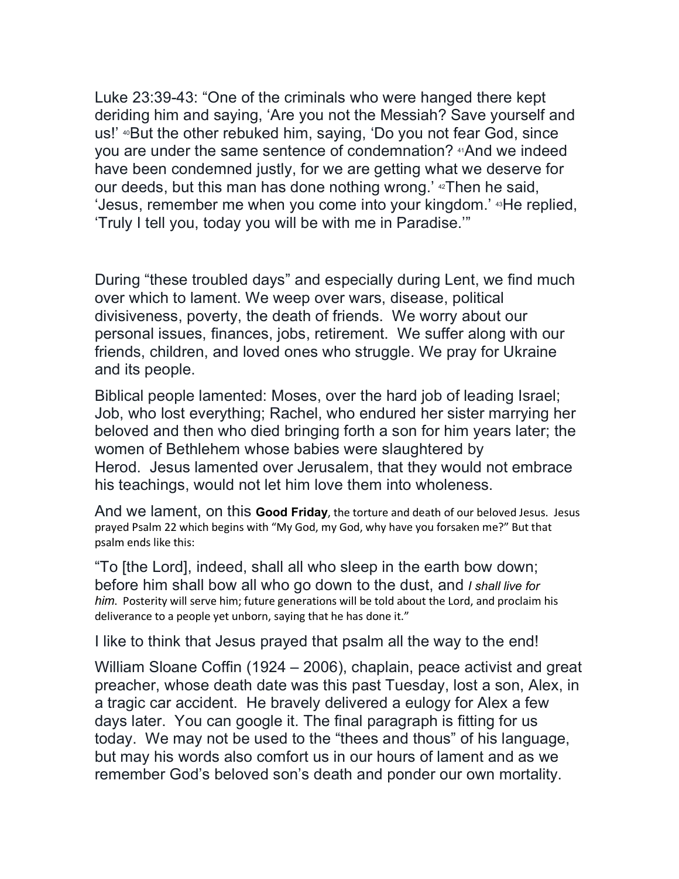Luke 23:39-43: "One of the criminals who were hanged there kept deriding him and saying, 'Are you not the Messiah? Save yourself and us!' [40]But the other rebuked him, saying, 'Do you not fear God, since you are under the same sentence of condemnation? [41]And we indeed have been condemned justly, for we are getting what we deserve for our deeds, but this man has done nothing wrong.' [42]Then he said, 'Jesus, remember me when you come into your kingdom.' [43]He replied, 'Truly I tell you, today you will be with me in Paradise.'"

During "these troubled days" and especially during Lent, we find much over which to lament. We weep over wars, disease, political divisiveness, poverty, the death of friends. We worry about our personal issues, finances, jobs, retirement. We suffer along with our friends, children, and loved ones who struggle. We pray for Ukraine and its people.

Biblical people lamented: Moses, over the hard job of leading Israel; Job, who lost everything; Rachel, who endured her sister marrying her beloved and then who died bringing forth a son for him years later; the women of Bethlehem whose babies were slaughtered by Herod. Jesus lamented over Jerusalem, that they would not embrace his teachings, would not let him love them into wholeness.

And we lament, on this **Good Friday**, the torture and death of our beloved Jesus. Jesus prayed Psalm 22 which begins with "My God, my God, why have you forsaken me?" But that psalm ends like this:

"To [the Lord], indeed, shall all who sleep in the earth bow down; before him shall bow all who go down to the dust, and *I shall live for him*. Posterity will serve him; future generations will be told about the Lord, and proclaim his deliverance to a people yet unborn, saying that he has done it."

I like to think that Jesus prayed that psalm all the way to the end!

William Sloane Coffin (1924 – 2006), chaplain, peace activist and great preacher, whose death date was this past Tuesday, lost a son, Alex, in a tragic car accident. He bravely delivered a eulogy for Alex a few days later. You can google it. The final paragraph is fitting for us today. We may not be used to the "thees and thous" of his language, but may his words also comfort us in our hours of lament and as we remember God's beloved son's death and ponder our own mortality.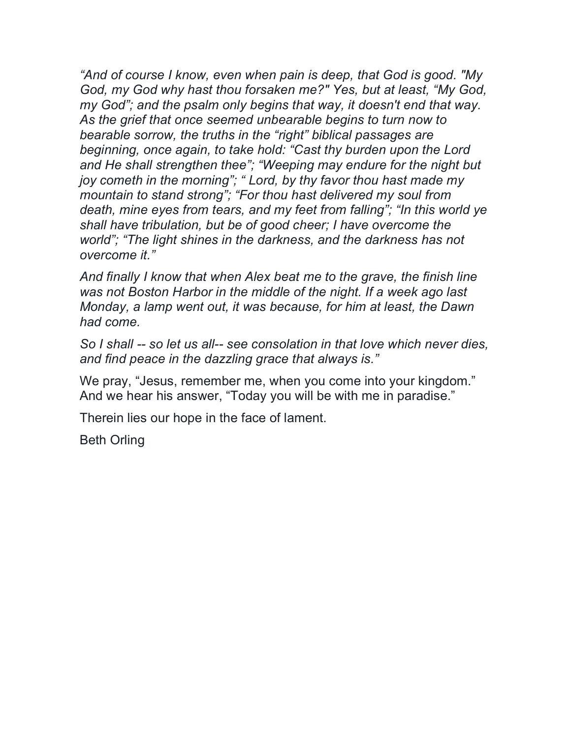*“And of course I know, even when pain is deep, that God is good. "My God, my God why hast thou forsaken me?" Yes, but at least, “My God, my God”; and the psalm only begins that way, it doesn't end that way. As the grief that once seemed unbearable begins to turn now to bearable sorrow, the truths in the “right” biblical passages are beginning, once again, to take hold: “Cast thy burden upon the Lord and He shall strengthen thee”; “Weeping may endure for the night but joy cometh in the morning”; “ Lord, by thy favor thou hast made my mountain to stand strong”; “For thou hast delivered my soul from death, mine eyes from tears, and my feet from falling”; “In this world ye shall have tribulation, but be of good cheer; I have overcome the world”; “The light shines in the darkness, and the darkness has not overcome it.”*

*And finally I know that when Alex beat me to the grave, the finish line was not Boston Harbor in the middle of the night. If a week ago last Monday, a lamp went out, it was because, for him at least, the Dawn had come.*

*So I shall -- so let us all-- see consolation in that love which never dies, and find peace in the dazzling grace that always is.”*

We pray, “Jesus, remember me, when you come into your kingdom.” And we hear his answer, “Today you will be with me in paradise.”

Therein lies our hope in the face of lament.

Beth Orling